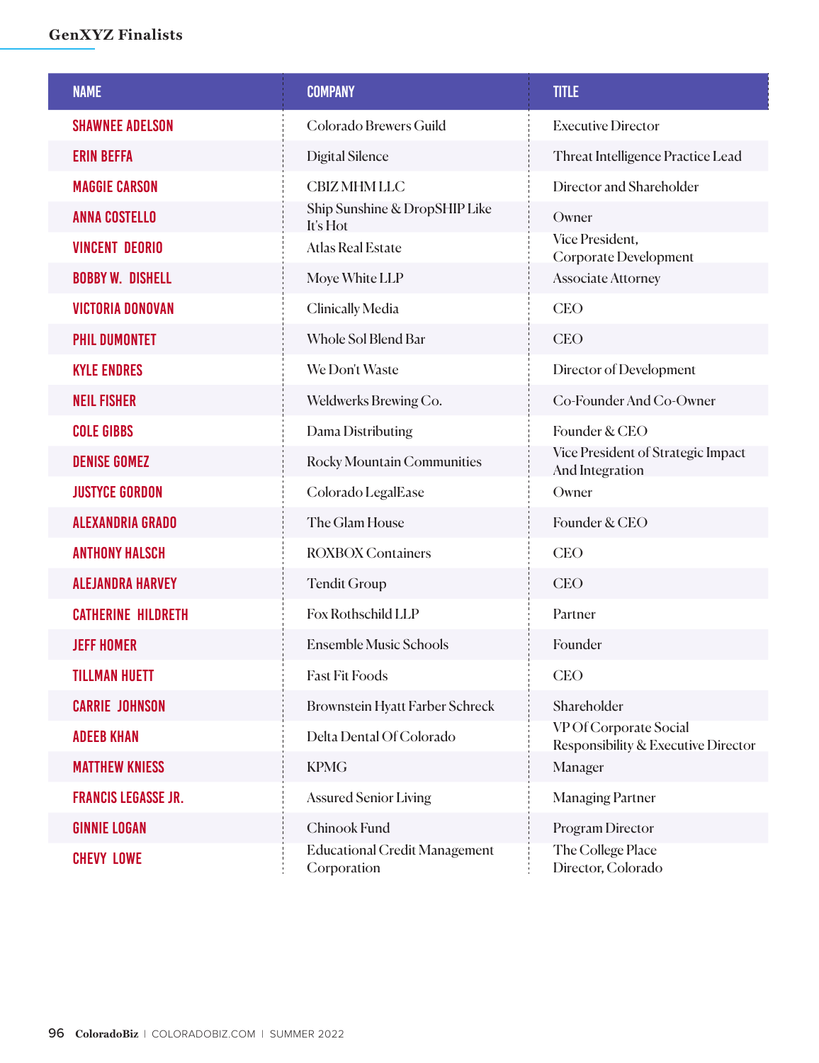## GenXYZ Finalists

| NAME | COMPANY | TITLE |
|---|---|---|
| SHAWNEE ADELSON | Colorado Brewers Guild | Executive Director |
| ERIN BEFFA | Digital Silence | Threat Intelligence Practice Lead |
| MAGGIE CARSON | CBIZ MHM LLC | Director and Shareholder |
| ANNA COSTELLO | Ship Sunshine & DropSHIP Like It's Hot | Owner |
| VINCENT DEORIO | Atlas Real Estate | Vice President, Corporate Development |
| BOBBY W. DISHELL | Moye White LLP | Associate Attorney |
| VICTORIA DONOVAN | Clinically Media | CEO |
| PHIL DUMONTET | Whole Sol Blend Bar | CEO |
| KYLE ENDRES | We Don't Waste | Director of Development |
| NEIL FISHER | Weldwerks Brewing Co. | Co-Founder And Co-Owner |
| COLE GIBBS | Dama Distributing | Founder & CEO |
| DENISE GOMEZ | Rocky Mountain Communities | Vice President of Strategic Impact And Integration |
| JUSTYCE GORDON | Colorado LegalEase | Owner |
| ALEXANDRIA GRADO | The Glam House | Founder & CEO |
| ANTHONY HALSCH | ROXBOX Containers | CEO |
| ALEJANDRA HARVEY | Tendit Group | CEO |
| CATHERINE HILDRETH | Fox Rothschild LLP | Partner |
| JEFF HOMER | Ensemble Music Schools | Founder |
| TILLMAN HUETT | Fast Fit Foods | CEO |
| CARRIE JOHNSON | Brownstein Hyatt Farber Schreck | Shareholder |
| ADEEB KHAN | Delta Dental Of Colorado | VP Of Corporate Social Responsibility & Executive Director |
| MATTHEW KNIESS | KPMG | Manager |
| FRANCIS LEGASSE JR. | Assured Senior Living | Managing Partner |
| GINNIE LOGAN | Chinook Fund | Program Director |
| CHEVY LOWE | Educational Credit Management Corporation | The College Place Director, Colorado |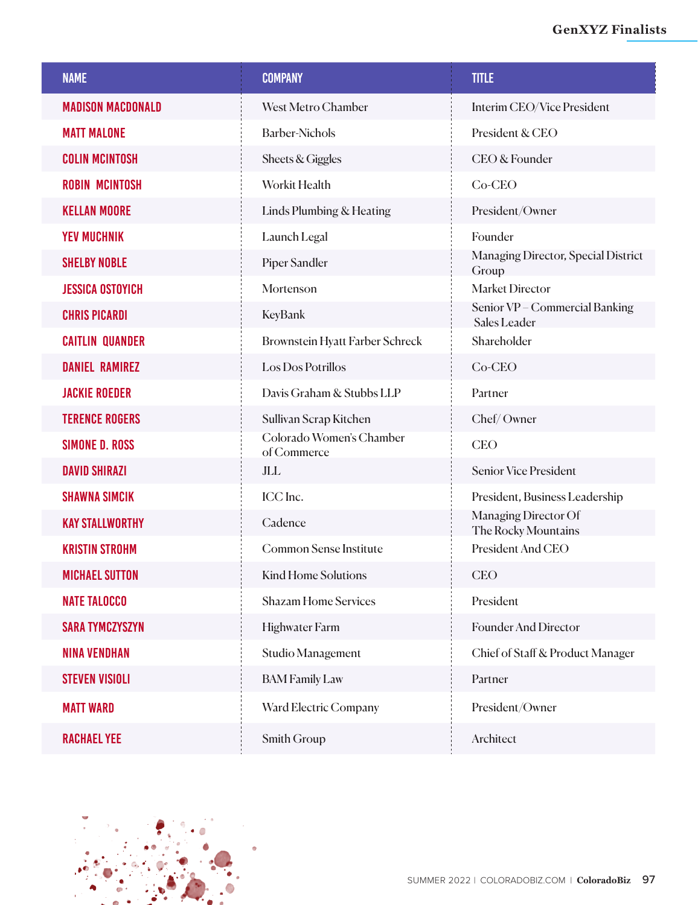| NAME | COMPANY | TITLE |
|---|---|---|
| MADISON MACDONALD | West Metro Chamber | Interim CEO/Vice President |
| MATT MALONE | Barber-Nichols | President & CEO |
| COLIN MCINTOSH | Sheets & Giggles | CEO & Founder |
| ROBIN MCINTOSH | Workit Health | Co-CEO |
| KELLAN MOORE | Linds Plumbing & Heating | President/Owner |
| YEV MUCHNIK | Launch Legal | Founder |
| SHELBY NOBLE | Piper Sandler | Managing Director, Special District Group |
| JESSICA OSTOYICH | Mortenson | Market Director |
| CHRIS PICARDI | KeyBank | Senior VP – Commercial Banking Sales Leader |
| CAITLIN QUANDER | Brownstein Hyatt Farber Schreck | Shareholder |
| DANIEL RAMIREZ | Los Dos Potrillos | Co-CEO |
| JACKIE ROEDER | Davis Graham & Stubbs LLP | Partner |
| TERENCE ROGERS | Sullivan Scrap Kitchen | Chef/ Owner |
| SIMONE D. ROSS | Colorado Women's Chamber of Commerce | CEO |
| DAVID SHIRAZI | JLL | Senior Vice President |
| SHAWNA SIMCIK | ICC Inc. | President, Business Leadership |
| KAY STALLWORTHY | Cadence | Managing Director Of The Rocky Mountains |
| KRISTIN STROHM | Common Sense Institute | President And CEO |
| MICHAEL SUTTON | Kind Home Solutions | CEO |
| NATE TALOCCO | Shazam Home Services | President |
| SARA TYMCZYSZYN | Highwater Farm | Founder And Director |
| NINA VENDHAN | Studio Management | Chief of Staff & Product Manager |
| STEVEN VISIOLI | BAM Family Law | Partner |
| MATT WARD | Ward Electric Company | President/Owner |
| RACHAEL YEE | Smith Group | Architect |